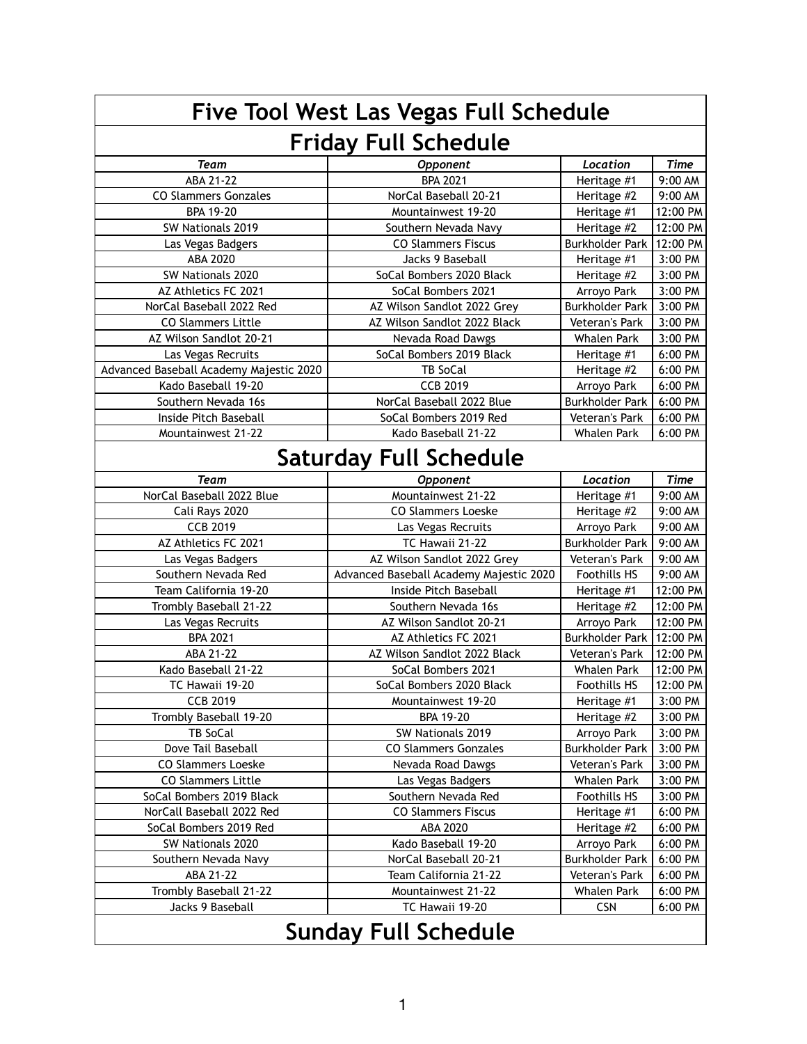# Five Tool West Las Vegas Full Schedule

## Friday Full Schedule

| *Team* | *Opponent* | *Location* | *Time* |
|---|---|---|---|
| ABA 21-22 | BPA 2021 | Heritage #1 | 9:00 AM |
| CO Slammers Gonzales | NorCal Baseball 20-21 | Heritage #2 | 9:00 AM |
| BPA 19-20 | Mountainwest 19-20 | Heritage #1 | 12:00 PM |
| SW Nationals 2019 | Southern Nevada Navy | Heritage #2 | 12:00 PM |
| Las Vegas Badgers | CO Slammers Fiscus | Burkholder Park | 12:00 PM |
| ABA 2020 | Jacks 9 Baseball | Heritage #1 | 3:00 PM |
| SW Nationals 2020 | SoCal Bombers 2020 Black | Heritage #2 | 3:00 PM |
| AZ Athletics FC 2021 | SoCal Bombers 2021 | Arroyo Park | 3:00 PM |
| NorCal Baseball 2022 Red | AZ Wilson Sandlot 2022 Grey | Burkholder Park | 3:00 PM |
| CO Slammers Little | AZ Wilson Sandlot 2022 Black | Veteran's Park | 3:00 PM |
| AZ Wilson Sandlot 20-21 | Nevada Road Dawgs | Whalen Park | 3:00 PM |
| Las Vegas Recruits | SoCal Bombers 2019 Black | Heritage #1 | 6:00 PM |
| Advanced Baseball Academy Majestic 2020 | TB SoCal | Heritage #2 | 6:00 PM |
| Kado Baseball 19-20 | CCB 2019 | Arroyo Park | 6:00 PM |
| Southern Nevada 16s | NorCal Baseball 2022 Blue | Burkholder Park | 6:00 PM |
| Inside Pitch Baseball | SoCal Bombers 2019 Red | Veteran's Park | 6:00 PM |
| Mountainwest 21-22 | Kado Baseball 21-22 | Whalen Park | 6:00 PM |

## Saturday Full Schedule

| *Team* | *Opponent* | *Location* | *Time* |
|---|---|---|---|
| NorCal Baseball 2022 Blue | Mountainwest 21-22 | Heritage #1 | 9:00 AM |
| Cali Rays 2020 | CO Slammers Loeske | Heritage #2 | 9:00 AM |
| CCB 2019 | Las Vegas Recruits | Arroyo Park | 9:00 AM |
| AZ Athletics FC 2021 | TC Hawaii 21-22 | Burkholder Park | 9:00 AM |
| Las Vegas Badgers | AZ Wilson Sandlot 2022 Grey | Veteran's Park | 9:00 AM |
| Southern Nevada Red | Advanced Baseball Academy Majestic 2020 | Foothills HS | 9:00 AM |
| Team California 19-20 | Inside Pitch Baseball | Heritage #1 | 12:00 PM |
| Trombly Baseball 21-22 | Southern Nevada 16s | Heritage #2 | 12:00 PM |
| Las Vegas Recruits | AZ Wilson Sandlot 20-21 | Arroyo Park | 12:00 PM |
| BPA 2021 | AZ Athletics FC 2021 | Burkholder Park | 12:00 PM |
| ABA 21-22 | AZ Wilson Sandlot 2022 Black | Veteran's Park | 12:00 PM |
| Kado Baseball 21-22 | SoCal Bombers 2021 | Whalen Park | 12:00 PM |
| TC Hawaii 19-20 | SoCal Bombers 2020 Black | Foothills HS | 12:00 PM |
| CCB 2019 | Mountainwest 19-20 | Heritage #1 | 3:00 PM |
| Trombly Baseball 19-20 | BPA 19-20 | Heritage #2 | 3:00 PM |
| TB SoCal | SW Nationals 2019 | Arroyo Park | 3:00 PM |
| Dove Tail Baseball | CO Slammers Gonzales | Burkholder Park | 3:00 PM |
| CO Slammers Loeske | Nevada Road Dawgs | Veteran's Park | 3:00 PM |
| CO Slammers Little | Las Vegas Badgers | Whalen Park | 3:00 PM |
| SoCal Bombers 2019 Black | Southern Nevada Red | Foothills HS | 3:00 PM |
| NorCall Baseball 2022 Red | CO Slammers Fiscus | Heritage #1 | 6:00 PM |
| SoCal Bombers 2019 Red | ABA 2020 | Heritage #2 | 6:00 PM |
| SW Nationals 2020 | Kado Baseball 19-20 | Arroyo Park | 6:00 PM |
| Southern Nevada Navy | NorCal Baseball 20-21 | Burkholder Park | 6:00 PM |
| ABA 21-22 | Team California 21-22 | Veteran's Park | 6:00 PM |
| Trombly Baseball 21-22 | Mountainwest 21-22 | Whalen Park | 6:00 PM |
| Jacks 9 Baseball | TC Hawaii 19-20 | CSN | 6:00 PM |

## Sunday Full Schedule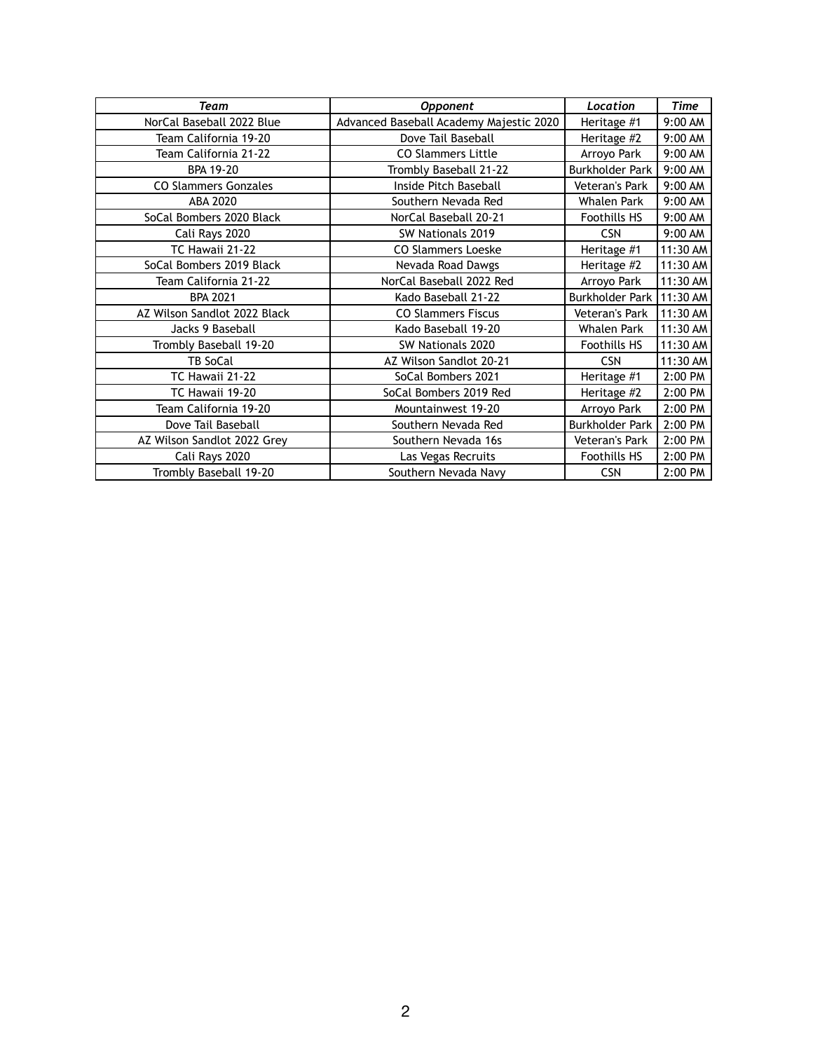| *Team* | *Opponent* | *Location* | *Time* |
|---|---|---|---|
| NorCal Baseball 2022 Blue | Advanced Baseball Academy Majestic 2020 | Heritage #1 | 9:00 AM |
| Team California 19-20 | Dove Tail Baseball | Heritage #2 | 9:00 AM |
| Team California 21-22 | CO Slammers Little | Arroyo Park | 9:00 AM |
| BPA 19-20 | Trombly Baseball 21-22 | Burkholder Park | 9:00 AM |
| CO Slammers Gonzales | Inside Pitch Baseball | Veteran's Park | 9:00 AM |
| ABA 2020 | Southern Nevada Red | Whalen Park | 9:00 AM |
| SoCal Bombers 2020 Black | NorCal Baseball 20-21 | Foothills HS | 9:00 AM |
| Cali Rays 2020 | SW Nationals 2019 | CSN | 9:00 AM |
| TC Hawaii 21-22 | CO Slammers Loeske | Heritage #1 | 11:30 AM |
| SoCal Bombers 2019 Black | Nevada Road Dawgs | Heritage #2 | 11:30 AM |
| Team California 21-22 | NorCal Baseball 2022 Red | Arroyo Park | 11:30 AM |
| BPA 2021 | Kado Baseball 21-22 | Burkholder Park | 11:30 AM |
| AZ Wilson Sandlot 2022 Black | CO Slammers Fiscus | Veteran's Park | 11:30 AM |
| Jacks 9 Baseball | Kado Baseball 19-20 | Whalen Park | 11:30 AM |
| Trombly Baseball 19-20 | SW Nationals 2020 | Foothills HS | 11:30 AM |
| TB SoCal | AZ Wilson Sandlot 20-21 | CSN | 11:30 AM |
| TC Hawaii 21-22 | SoCal Bombers 2021 | Heritage #1 | 2:00 PM |
| TC Hawaii 19-20 | SoCal Bombers 2019 Red | Heritage #2 | 2:00 PM |
| Team California 19-20 | Mountainwest 19-20 | Arroyo Park | 2:00 PM |
| Dove Tail Baseball | Southern Nevada Red | Burkholder Park | 2:00 PM |
| AZ Wilson Sandlot 2022 Grey | Southern Nevada 16s | Veteran's Park | 2:00 PM |
| Cali Rays 2020 | Las Vegas Recruits | Foothills HS | 2:00 PM |
| Trombly Baseball 19-20 | Southern Nevada Navy | CSN | 2:00 PM |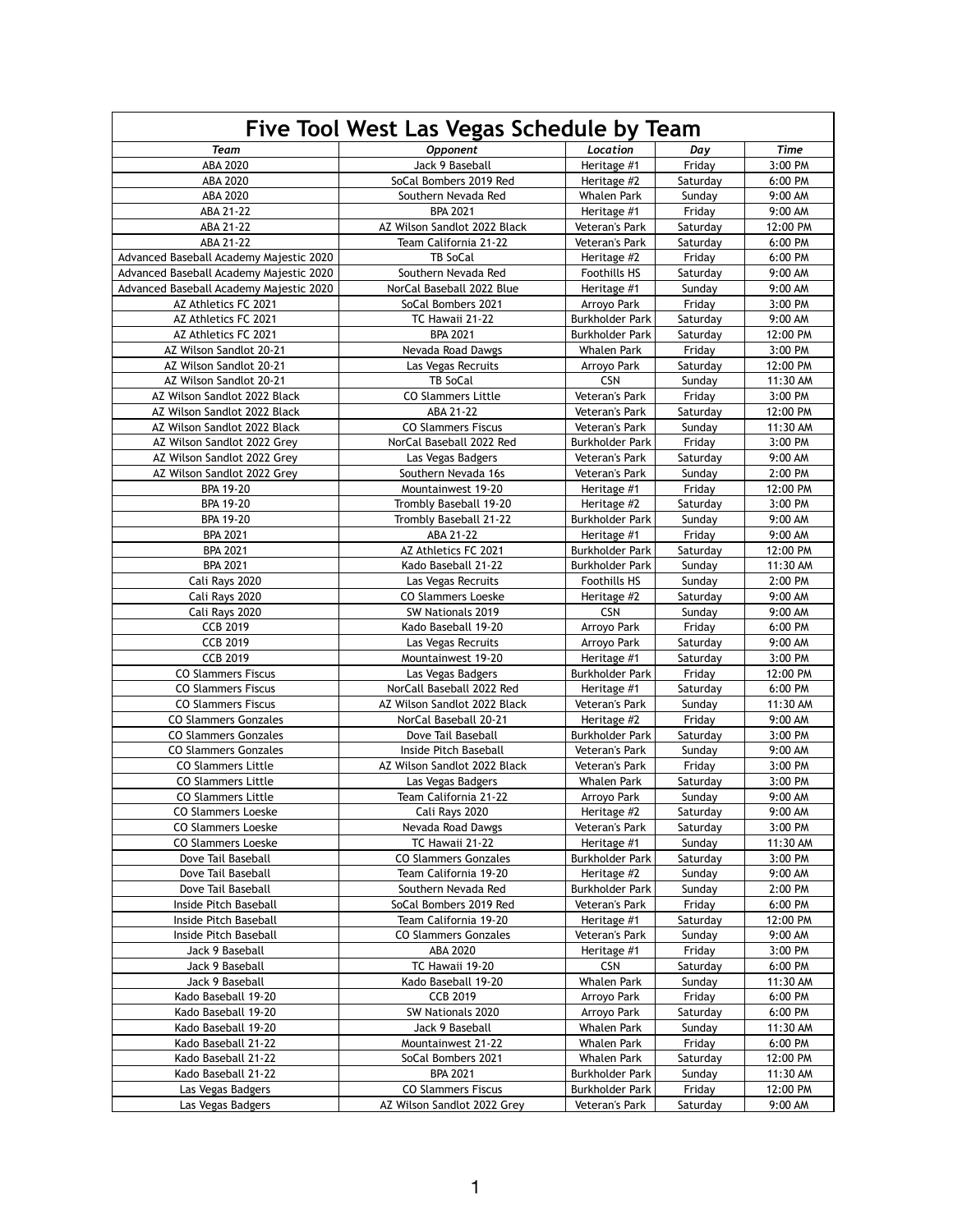# Five Tool West Las Vegas Schedule by Team

| Team | Opponent | Location | Day | Time |
|---|---|---|---|---|
| ABA 2020 | Jack 9 Baseball | Heritage #1 | Friday | 3:00 PM |
| ABA 2020 | SoCal Bombers 2019 Red | Heritage #2 | Saturday | 6:00 PM |
| ABA 2020 | Southern Nevada Red | Whalen Park | Sunday | 9:00 AM |
| ABA 21-22 | BPA 2021 | Heritage #1 | Friday | 9:00 AM |
| ABA 21-22 | AZ Wilson Sandlot 2022 Black | Veteran's Park | Saturday | 12:00 PM |
| ABA 21-22 | Team California 21-22 | Veteran's Park | Saturday | 6:00 PM |
| Advanced Baseball Academy Majestic 2020 | TB SoCal | Heritage #2 | Friday | 6:00 PM |
| Advanced Baseball Academy Majestic 2020 | Southern Nevada Red | Foothills HS | Saturday | 9:00 AM |
| Advanced Baseball Academy Majestic 2020 | NorCal Baseball 2022 Blue | Heritage #1 | Sunday | 9:00 AM |
| AZ Athletics FC 2021 | SoCal Bombers 2021 | Arroyo Park | Friday | 3:00 PM |
| AZ Athletics FC 2021 | TC Hawaii 21-22 | Burkholder Park | Saturday | 9:00 AM |
| AZ Athletics FC 2021 | BPA 2021 | Burkholder Park | Saturday | 12:00 PM |
| AZ Wilson Sandlot 20-21 | Nevada Road Dawgs | Whalen Park | Friday | 3:00 PM |
| AZ Wilson Sandlot 20-21 | Las Vegas Recruits | Arroyo Park | Saturday | 12:00 PM |
| AZ Wilson Sandlot 20-21 | TB SoCal | CSN | Sunday | 11:30 AM |
| AZ Wilson Sandlot 2022 Black | CO Slammers Little | Veteran's Park | Friday | 3:00 PM |
| AZ Wilson Sandlot 2022 Black | ABA 21-22 | Veteran's Park | Saturday | 12:00 PM |
| AZ Wilson Sandlot 2022 Black | CO Slammers Fiscus | Veteran's Park | Sunday | 11:30 AM |
| AZ Wilson Sandlot 2022 Grey | NorCal Baseball 2022 Red | Burkholder Park | Friday | 3:00 PM |
| AZ Wilson Sandlot 2022 Grey | Las Vegas Badgers | Veteran's Park | Saturday | 9:00 AM |
| AZ Wilson Sandlot 2022 Grey | Southern Nevada 16s | Veteran's Park | Sunday | 2:00 PM |
| BPA 19-20 | Mountainwest 19-20 | Heritage #1 | Friday | 12:00 PM |
| BPA 19-20 | Trombly Baseball 19-20 | Heritage #2 | Saturday | 3:00 PM |
| BPA 19-20 | Trombly Baseball 21-22 | Burkholder Park | Sunday | 9:00 AM |
| BPA 2021 | ABA 21-22 | Heritage #1 | Friday | 9:00 AM |
| BPA 2021 | AZ Athletics FC 2021 | Burkholder Park | Saturday | 12:00 PM |
| BPA 2021 | Kado Baseball 21-22 | Burkholder Park | Sunday | 11:30 AM |
| Cali Rays 2020 | Las Vegas Recruits | Foothills HS | Sunday | 2:00 PM |
| Cali Rays 2020 | CO Slammers Loeske | Heritage #2 | Saturday | 9:00 AM |
| Cali Rays 2020 | SW Nationals 2019 | CSN | Sunday | 9:00 AM |
| CCB 2019 | Kado Baseball 19-20 | Arroyo Park | Friday | 6:00 PM |
| CCB 2019 | Las Vegas Recruits | Arroyo Park | Saturday | 9:00 AM |
| CCB 2019 | Mountainwest 19-20 | Heritage #1 | Saturday | 3:00 PM |
| CO Slammers Fiscus | Las Vegas Badgers | Burkholder Park | Friday | 12:00 PM |
| CO Slammers Fiscus | NorCall Baseball 2022 Red | Heritage #1 | Saturday | 6:00 PM |
| CO Slammers Fiscus | AZ Wilson Sandlot 2022 Black | Veteran's Park | Sunday | 11:30 AM |
| CO Slammers Gonzales | NorCal Baseball 20-21 | Heritage #2 | Friday | 9:00 AM |
| CO Slammers Gonzales | Dove Tail Baseball | Burkholder Park | Saturday | 3:00 PM |
| CO Slammers Gonzales | Inside Pitch Baseball | Veteran's Park | Sunday | 9:00 AM |
| CO Slammers Little | AZ Wilson Sandlot 2022 Black | Veteran's Park | Friday | 3:00 PM |
| CO Slammers Little | Las Vegas Badgers | Whalen Park | Saturday | 3:00 PM |
| CO Slammers Little | Team California 21-22 | Arroyo Park | Sunday | 9:00 AM |
| CO Slammers Loeske | Cali Rays 2020 | Heritage #2 | Saturday | 9:00 AM |
| CO Slammers Loeske | Nevada Road Dawgs | Veteran's Park | Saturday | 3:00 PM |
| CO Slammers Loeske | TC Hawaii 21-22 | Heritage #1 | Sunday | 11:30 AM |
| Dove Tail Baseball | CO Slammers Gonzales | Burkholder Park | Saturday | 3:00 PM |
| Dove Tail Baseball | Team California 19-20 | Heritage #2 | Sunday | 9:00 AM |
| Dove Tail Baseball | Southern Nevada Red | Burkholder Park | Sunday | 2:00 PM |
| Inside Pitch Baseball | SoCal Bombers 2019 Red | Veteran's Park | Friday | 6:00 PM |
| Inside Pitch Baseball | Team California 19-20 | Heritage #1 | Saturday | 12:00 PM |
| Inside Pitch Baseball | CO Slammers Gonzales | Veteran's Park | Sunday | 9:00 AM |
| Jack 9 Baseball | ABA 2020 | Heritage #1 | Friday | 3:00 PM |
| Jack 9 Baseball | TC Hawaii 19-20 | CSN | Saturday | 6:00 PM |
| Jack 9 Baseball | Kado Baseball 19-20 | Whalen Park | Sunday | 11:30 AM |
| Kado Baseball 19-20 | CCB 2019 | Arroyo Park | Friday | 6:00 PM |
| Kado Baseball 19-20 | SW Nationals 2020 | Arroyo Park | Saturday | 6:00 PM |
| Kado Baseball 19-20 | Jack 9 Baseball | Whalen Park | Sunday | 11:30 AM |
| Kado Baseball 21-22 | Mountainwest 21-22 | Whalen Park | Friday | 6:00 PM |
| Kado Baseball 21-22 | SoCal Bombers 2021 | Whalen Park | Saturday | 12:00 PM |
| Kado Baseball 21-22 | BPA 2021 | Burkholder Park | Sunday | 11:30 AM |
| Las Vegas Badgers | CO Slammers Fiscus | Burkholder Park | Friday | 12:00 PM |
| Las Vegas Badgers | AZ Wilson Sandlot 2022 Grey | Veteran's Park | Saturday | 9:00 AM |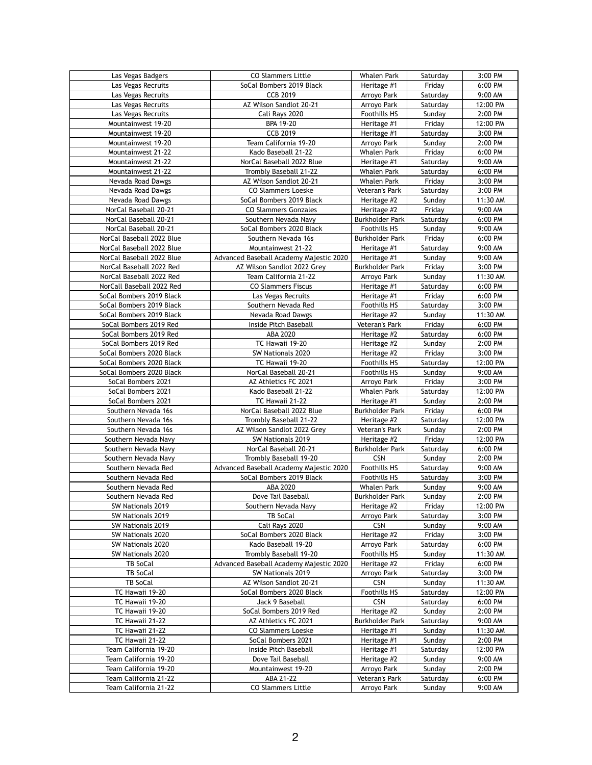| | | | | |
|---|---|---|---|---|
| Las Vegas Badgers | CO Slammers Little | Whalen Park | Saturday | 3:00 PM |
| Las Vegas Recruits | SoCal Bombers 2019 Black | Heritage #1 | Friday | 6:00 PM |
| Las Vegas Recruits | CCB 2019 | Arroyo Park | Saturday | 9:00 AM |
| Las Vegas Recruits | AZ Wilson Sandlot 20-21 | Arroyo Park | Saturday | 12:00 PM |
| Las Vegas Recruits | Cali Rays 2020 | Foothills HS | Sunday | 2:00 PM |
| Mountainwest 19-20 | BPA 19-20 | Heritage #1 | Friday | 12:00 PM |
| Mountainwest 19-20 | CCB 2019 | Heritage #1 | Saturday | 3:00 PM |
| Mountainwest 19-20 | Team California 19-20 | Arroyo Park | Sunday | 2:00 PM |
| Mountainwest 21-22 | Kado Baseball 21-22 | Whalen Park | Friday | 6:00 PM |
| Mountainwest 21-22 | NorCal Baseball 2022 Blue | Heritage #1 | Saturday | 9:00 AM |
| Mountainwest 21-22 | Trombly Baseball 21-22 | Whalen Park | Saturday | 6:00 PM |
| Nevada Road Dawgs | AZ Wilson Sandlot 20-21 | Whalen Park | Friday | 3:00 PM |
| Nevada Road Dawgs | CO Slammers Loeske | Veteran's Park | Saturday | 3:00 PM |
| Nevada Road Dawgs | SoCal Bombers 2019 Black | Heritage #2 | Sunday | 11:30 AM |
| NorCal Baseball 20-21 | CO Slammers Gonzales | Heritage #2 | Friday | 9:00 AM |
| NorCal Baseball 20-21 | Southern Nevada Navy | Burkholder Park | Saturday | 6:00 PM |
| NorCal Baseball 20-21 | SoCal Bombers 2020 Black | Foothills HS | Sunday | 9:00 AM |
| NorCal Baseball 2022 Blue | Southern Nevada 16s | Burkholder Park | Friday | 6:00 PM |
| NorCal Baseball 2022 Blue | Mountainwest 21-22 | Heritage #1 | Saturday | 9:00 AM |
| NorCal Baseball 2022 Blue | Advanced Baseball Academy Majestic 2020 | Heritage #1 | Sunday | 9:00 AM |
| NorCal Baseball 2022 Red | AZ Wilson Sandlot 2022 Grey | Burkholder Park | Friday | 3:00 PM |
| NorCal Baseball 2022 Red | Team California 21-22 | Arroyo Park | Sunday | 11:30 AM |
| NorCall Baseball 2022 Red | CO Slammers Fiscus | Heritage #1 | Saturday | 6:00 PM |
| SoCal Bombers 2019 Black | Las Vegas Recruits | Heritage #1 | Friday | 6:00 PM |
| SoCal Bombers 2019 Black | Southern Nevada Red | Foothills HS | Saturday | 3:00 PM |
| SoCal Bombers 2019 Black | Nevada Road Dawgs | Heritage #2 | Sunday | 11:30 AM |
| SoCal Bombers 2019 Red | Inside Pitch Baseball | Veteran's Park | Friday | 6:00 PM |
| SoCal Bombers 2019 Red | ABA 2020 | Heritage #2 | Saturday | 6:00 PM |
| SoCal Bombers 2019 Red | TC Hawaii 19-20 | Heritage #2 | Sunday | 2:00 PM |
| SoCal Bombers 2020 Black | SW Nationals 2020 | Heritage #2 | Friday | 3:00 PM |
| SoCal Bombers 2020 Black | TC Hawaii 19-20 | Foothills HS | Saturday | 12:00 PM |
| SoCal Bombers 2020 Black | NorCal Baseball 20-21 | Foothills HS | Sunday | 9:00 AM |
| SoCal Bombers 2021 | AZ Athletics FC 2021 | Arroyo Park | Friday | 3:00 PM |
| SoCal Bombers 2021 | Kado Baseball 21-22 | Whalen Park | Saturday | 12:00 PM |
| SoCal Bombers 2021 | TC Hawaii 21-22 | Heritage #1 | Sunday | 2:00 PM |
| Southern Nevada 16s | NorCal Baseball 2022 Blue | Burkholder Park | Friday | 6:00 PM |
| Southern Nevada 16s | Trombly Baseball 21-22 | Heritage #2 | Saturday | 12:00 PM |
| Southern Nevada 16s | AZ Wilson Sandlot 2022 Grey | Veteran's Park | Sunday | 2:00 PM |
| Southern Nevada Navy | SW Nationals 2019 | Heritage #2 | Friday | 12:00 PM |
| Southern Nevada Navy | NorCal Baseball 20-21 | Burkholder Park | Saturday | 6:00 PM |
| Southern Nevada Navy | Trombly Baseball 19-20 | CSN | Sunday | 2:00 PM |
| Southern Nevada Red | Advanced Baseball Academy Majestic 2020 | Foothills HS | Saturday | 9:00 AM |
| Southern Nevada Red | SoCal Bombers 2019 Black | Foothills HS | Saturday | 3:00 PM |
| Southern Nevada Red | ABA 2020 | Whalen Park | Sunday | 9:00 AM |
| Southern Nevada Red | Dove Tail Baseball | Burkholder Park | Sunday | 2:00 PM |
| SW Nationals 2019 | Southern Nevada Navy | Heritage #2 | Friday | 12:00 PM |
| SW Nationals 2019 | TB SoCal | Arroyo Park | Saturday | 3:00 PM |
| SW Nationals 2019 | Cali Rays 2020 | CSN | Sunday | 9:00 AM |
| SW Nationals 2020 | SoCal Bombers 2020 Black | Heritage #2 | Friday | 3:00 PM |
| SW Nationals 2020 | Kado Baseball 19-20 | Arroyo Park | Saturday | 6:00 PM |
| SW Nationals 2020 | Trombly Baseball 19-20 | Foothills HS | Sunday | 11:30 AM |
| TB SoCal | Advanced Baseball Academy Majestic 2020 | Heritage #2 | Friday | 6:00 PM |
| TB SoCal | SW Nationals 2019 | Arroyo Park | Saturday | 3:00 PM |
| TB SoCal | AZ Wilson Sandlot 20-21 | CSN | Sunday | 11:30 AM |
| TC Hawaii 19-20 | SoCal Bombers 2020 Black | Foothills HS | Saturday | 12:00 PM |
| TC Hawaii 19-20 | Jack 9 Baseball | CSN | Saturday | 6:00 PM |
| TC Hawaii 19-20 | SoCal Bombers 2019 Red | Heritage #2 | Sunday | 2:00 PM |
| TC Hawaii 21-22 | AZ Athletics FC 2021 | Burkholder Park | Saturday | 9:00 AM |
| TC Hawaii 21-22 | CO Slammers Loeske | Heritage #1 | Sunday | 11:30 AM |
| TC Hawaii 21-22 | SoCal Bombers 2021 | Heritage #1 | Sunday | 2:00 PM |
| Team California 19-20 | Inside Pitch Baseball | Heritage #1 | Saturday | 12:00 PM |
| Team California 19-20 | Dove Tail Baseball | Heritage #2 | Sunday | 9:00 AM |
| Team California 19-20 | Mountainwest 19-20 | Arroyo Park | Sunday | 2:00 PM |
| Team California 21-22 | ABA 21-22 | Veteran's Park | Saturday | 6:00 PM |
| Team California 21-22 | CO Slammers Little | Arroyo Park | Sunday | 9:00 AM |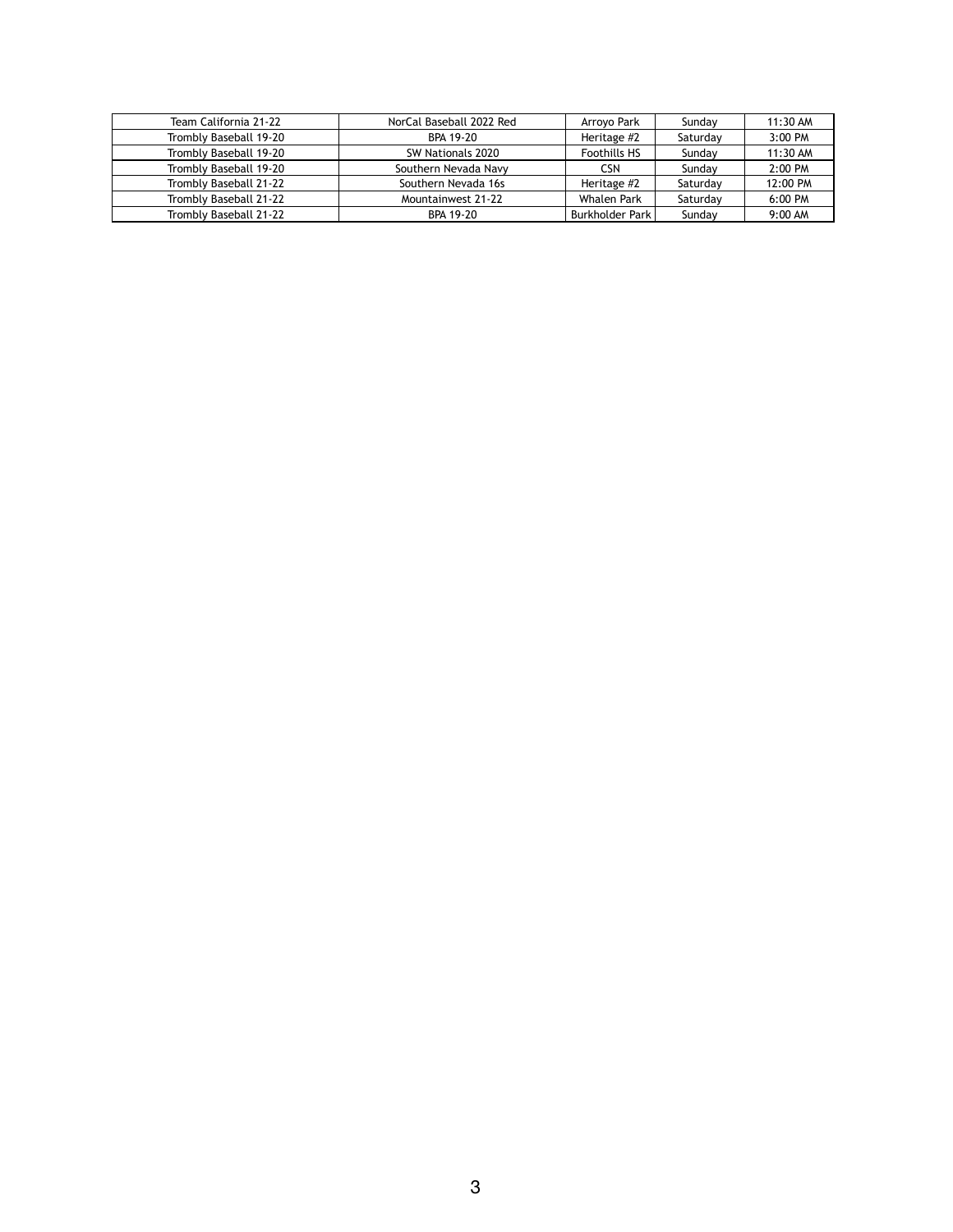| | | | | |
|---|---|---|---|---|
| Team California 21-22 | NorCal Baseball 2022 Red | Arroyo Park | Sunday | 11:30 AM |
| Trombly Baseball 19-20 | BPA 19-20 | Heritage #2 | Saturday | 3:00 PM |
| Trombly Baseball 19-20 | SW Nationals 2020 | Foothills HS | Sunday | 11:30 AM |
| Trombly Baseball 19-20 | Southern Nevada Navy | CSN | Sunday | 2:00 PM |
| Trombly Baseball 21-22 | Southern Nevada 16s | Heritage #2 | Saturday | 12:00 PM |
| Trombly Baseball 21-22 | Mountainwest 21-22 | Whalen Park | Saturday | 6:00 PM |
| Trombly Baseball 21-22 | BPA 19-20 | Burkholder Park | Sunday | 9:00 AM |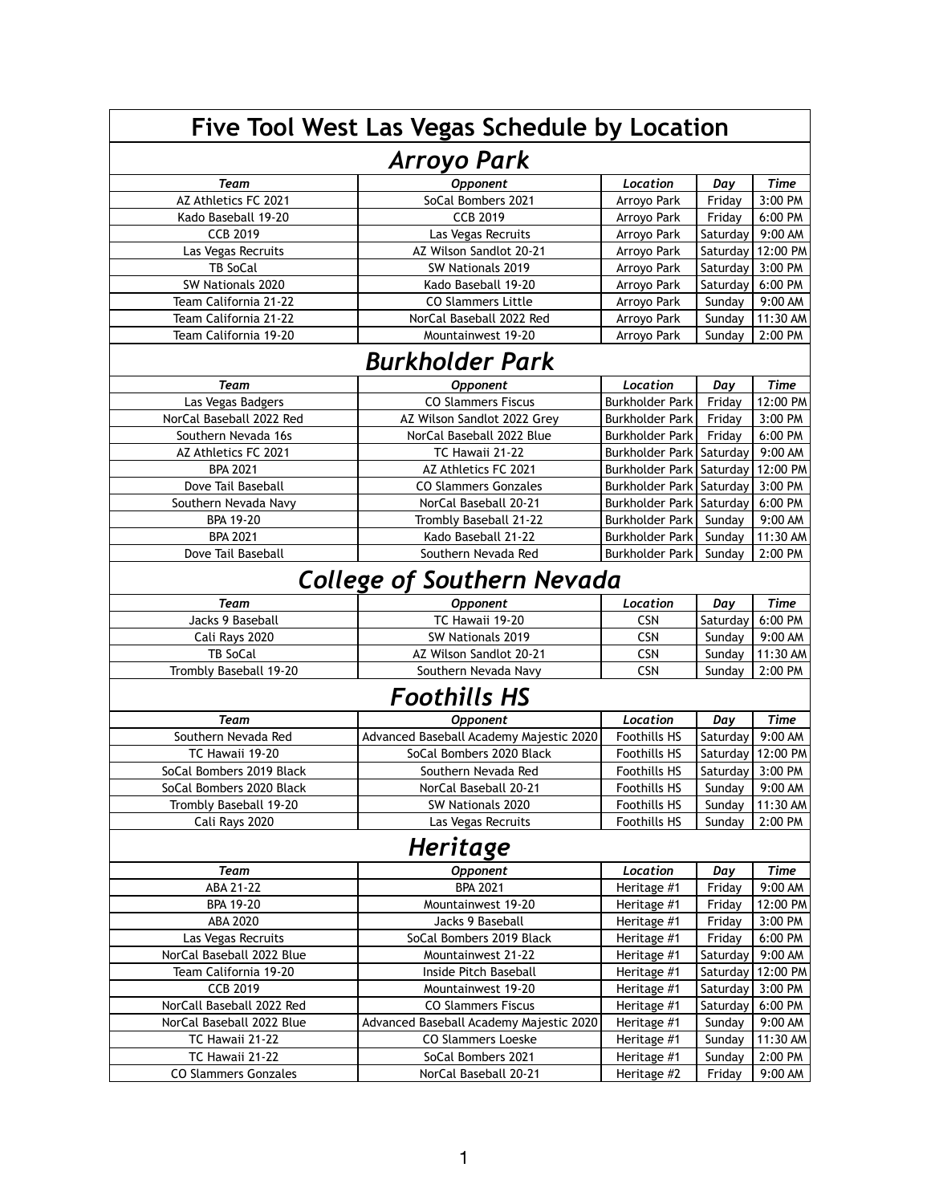# Five Tool West Las Vegas Schedule by Location

## *Arroyo Park*

| *Team* | *Opponent* | *Location* | *Day* | *Time* |
|---|---|---|---|---|
| AZ Athletics FC 2021 | SoCal Bombers 2021 | Arroyo Park | Friday | 3:00 PM |
| Kado Baseball 19-20 | CCB 2019 | Arroyo Park | Friday | 6:00 PM |
| CCB 2019 | Las Vegas Recruits | Arroyo Park | Saturday | 9:00 AM |
| Las Vegas Recruits | AZ Wilson Sandlot 20-21 | Arroyo Park | Saturday | 12:00 PM |
| TB SoCal | SW Nationals 2019 | Arroyo Park | Saturday | 3:00 PM |
| SW Nationals 2020 | Kado Baseball 19-20 | Arroyo Park | Saturday | 6:00 PM |
| Team California 21-22 | CO Slammers Little | Arroyo Park | Sunday | 9:00 AM |
| Team California 21-22 | NorCal Baseball 2022 Red | Arroyo Park | Sunday | 11:30 AM |
| Team California 19-20 | Mountainwest 19-20 | Arroyo Park | Sunday | 2:00 PM |

## *Burkholder Park*

| *Team* | *Opponent* | *Location* | *Day* | *Time* |
|---|---|---|---|---|
| Las Vegas Badgers | CO Slammers Fiscus | Burkholder Park | Friday | 12:00 PM |
| NorCal Baseball 2022 Red | AZ Wilson Sandlot 2022 Grey | Burkholder Park | Friday | 3:00 PM |
| Southern Nevada 16s | NorCal Baseball 2022 Blue | Burkholder Park | Friday | 6:00 PM |
| AZ Athletics FC 2021 | TC Hawaii 21-22 | Burkholder Park | Saturday | 9:00 AM |
| BPA 2021 | AZ Athletics FC 2021 | Burkholder Park | Saturday | 12:00 PM |
| Dove Tail Baseball | CO Slammers Gonzales | Burkholder Park | Saturday | 3:00 PM |
| Southern Nevada Navy | NorCal Baseball 20-21 | Burkholder Park | Saturday | 6:00 PM |
| BPA 19-20 | Trombly Baseball 21-22 | Burkholder Park | Sunday | 9:00 AM |
| BPA 2021 | Kado Baseball 21-22 | Burkholder Park | Sunday | 11:30 AM |
| Dove Tail Baseball | Southern Nevada Red | Burkholder Park | Sunday | 2:00 PM |

## *College of Southern Nevada*

| *Team* | *Opponent* | *Location* | *Day* | *Time* |
|---|---|---|---|---|
| Jacks 9 Baseball | TC Hawaii 19-20 | CSN | Saturday | 6:00 PM |
| Cali Rays 2020 | SW Nationals 2019 | CSN | Sunday | 9:00 AM |
| TB SoCal | AZ Wilson Sandlot 20-21 | CSN | Sunday | 11:30 AM |
| Trombly Baseball 19-20 | Southern Nevada Navy | CSN | Sunday | 2:00 PM |

## *Foothills HS*

| *Team* | *Opponent* | *Location* | *Day* | *Time* |
|---|---|---|---|---|
| Southern Nevada Red | Advanced Baseball Academy Majestic 2020 | Foothills HS | Saturday | 9:00 AM |
| TC Hawaii 19-20 | SoCal Bombers 2020 Black | Foothills HS | Saturday | 12:00 PM |
| SoCal Bombers 2019 Black | Southern Nevada Red | Foothills HS | Saturday | 3:00 PM |
| SoCal Bombers 2020 Black | NorCal Baseball 20-21 | Foothills HS | Sunday | 9:00 AM |
| Trombly Baseball 19-20 | SW Nationals 2020 | Foothills HS | Sunday | 11:30 AM |
| Cali Rays 2020 | Las Vegas Recruits | Foothills HS | Sunday | 2:00 PM |

## *Heritage*

| *Team* | *Opponent* | *Location* | *Day* | *Time* |
|---|---|---|---|---|
| ABA 21-22 | BPA 2021 | Heritage #1 | Friday | 9:00 AM |
| BPA 19-20 | Mountainwest 19-20 | Heritage #1 | Friday | 12:00 PM |
| ABA 2020 | Jacks 9 Baseball | Heritage #1 | Friday | 3:00 PM |
| Las Vegas Recruits | SoCal Bombers 2019 Black | Heritage #1 | Friday | 6:00 PM |
| NorCal Baseball 2022 Blue | Mountainwest 21-22 | Heritage #1 | Saturday | 9:00 AM |
| Team California 19-20 | Inside Pitch Baseball | Heritage #1 | Saturday | 12:00 PM |
| CCB 2019 | Mountainwest 19-20 | Heritage #1 | Saturday | 3:00 PM |
| NorCall Baseball 2022 Red | CO Slammers Fiscus | Heritage #1 | Saturday | 6:00 PM |
| NorCal Baseball 2022 Blue | Advanced Baseball Academy Majestic 2020 | Heritage #1 | Sunday | 9:00 AM |
| TC Hawaii 21-22 | CO Slammers Loeske | Heritage #1 | Sunday | 11:30 AM |
| TC Hawaii 21-22 | SoCal Bombers 2021 | Heritage #1 | Sunday | 2:00 PM |
| CO Slammers Gonzales | NorCal Baseball 20-21 | Heritage #2 | Friday | 9:00 AM |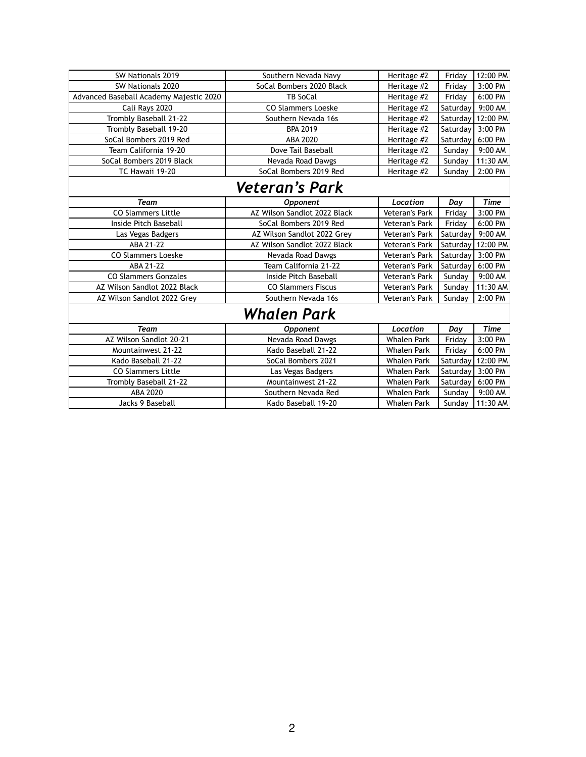| | | | | |
|---|---|---|---|---|
| SW Nationals 2019 | Southern Nevada Navy | Heritage #2 | Friday | 12:00 PM |
| SW Nationals 2020 | SoCal Bombers 2020 Black | Heritage #2 | Friday | 3:00 PM |
| Advanced Baseball Academy Majestic 2020 | TB SoCal | Heritage #2 | Friday | 6:00 PM |
| Cali Rays 2020 | CO Slammers Loeske | Heritage #2 | Saturday | 9:00 AM |
| Trombly Baseball 21-22 | Southern Nevada 16s | Heritage #2 | Saturday | 12:00 PM |
| Trombly Baseball 19-20 | BPA 2019 | Heritage #2 | Saturday | 3:00 PM |
| SoCal Bombers 2019 Red | ABA 2020 | Heritage #2 | Saturday | 6:00 PM |
| Team California 19-20 | Dove Tail Baseball | Heritage #2 | Sunday | 9:00 AM |
| SoCal Bombers 2019 Black | Nevada Road Dawgs | Heritage #2 | Sunday | 11:30 AM |
| TC Hawaii 19-20 | SoCal Bombers 2019 Red | Heritage #2 | Sunday | 2:00 PM |

## *Veteran's Park*

| *Team* | *Opponent* | *Location* | *Day* | *Time* |
|---|---|---|---|---|
| CO Slammers Little | AZ Wilson Sandlot 2022 Black | Veteran's Park | Friday | 3:00 PM |
| Inside Pitch Baseball | SoCal Bombers 2019 Red | Veteran's Park | Friday | 6:00 PM |
| Las Vegas Badgers | AZ Wilson Sandlot 2022 Grey | Veteran's Park | Saturday | 9:00 AM |
| ABA 21-22 | AZ Wilson Sandlot 2022 Black | Veteran's Park | Saturday | 12:00 PM |
| CO Slammers Loeske | Nevada Road Dawgs | Veteran's Park | Saturday | 3:00 PM |
| ABA 21-22 | Team California 21-22 | Veteran's Park | Saturday | 6:00 PM |
| CO Slammers Gonzales | Inside Pitch Baseball | Veteran's Park | Sunday | 9:00 AM |
| AZ Wilson Sandlot 2022 Black | CO Slammers Fiscus | Veteran's Park | Sunday | 11:30 AM |
| AZ Wilson Sandlot 2022 Grey | Southern Nevada 16s | Veteran's Park | Sunday | 2:00 PM |

## *Whalen Park*

| *Team* | *Opponent* | *Location* | *Day* | *Time* |
|---|---|---|---|---|
| AZ Wilson Sandlot 20-21 | Nevada Road Dawgs | Whalen Park | Friday | 3:00 PM |
| Mountainwest 21-22 | Kado Baseball 21-22 | Whalen Park | Friday | 6:00 PM |
| Kado Baseball 21-22 | SoCal Bombers 2021 | Whalen Park | Saturday | 12:00 PM |
| CO Slammers Little | Las Vegas Badgers | Whalen Park | Saturday | 3:00 PM |
| Trombly Baseball 21-22 | Mountainwest 21-22 | Whalen Park | Saturday | 6:00 PM |
| ABA 2020 | Southern Nevada Red | Whalen Park | Sunday | 9:00 AM |
| Jacks 9 Baseball | Kado Baseball 19-20 | Whalen Park | Sunday | 11:30 AM |